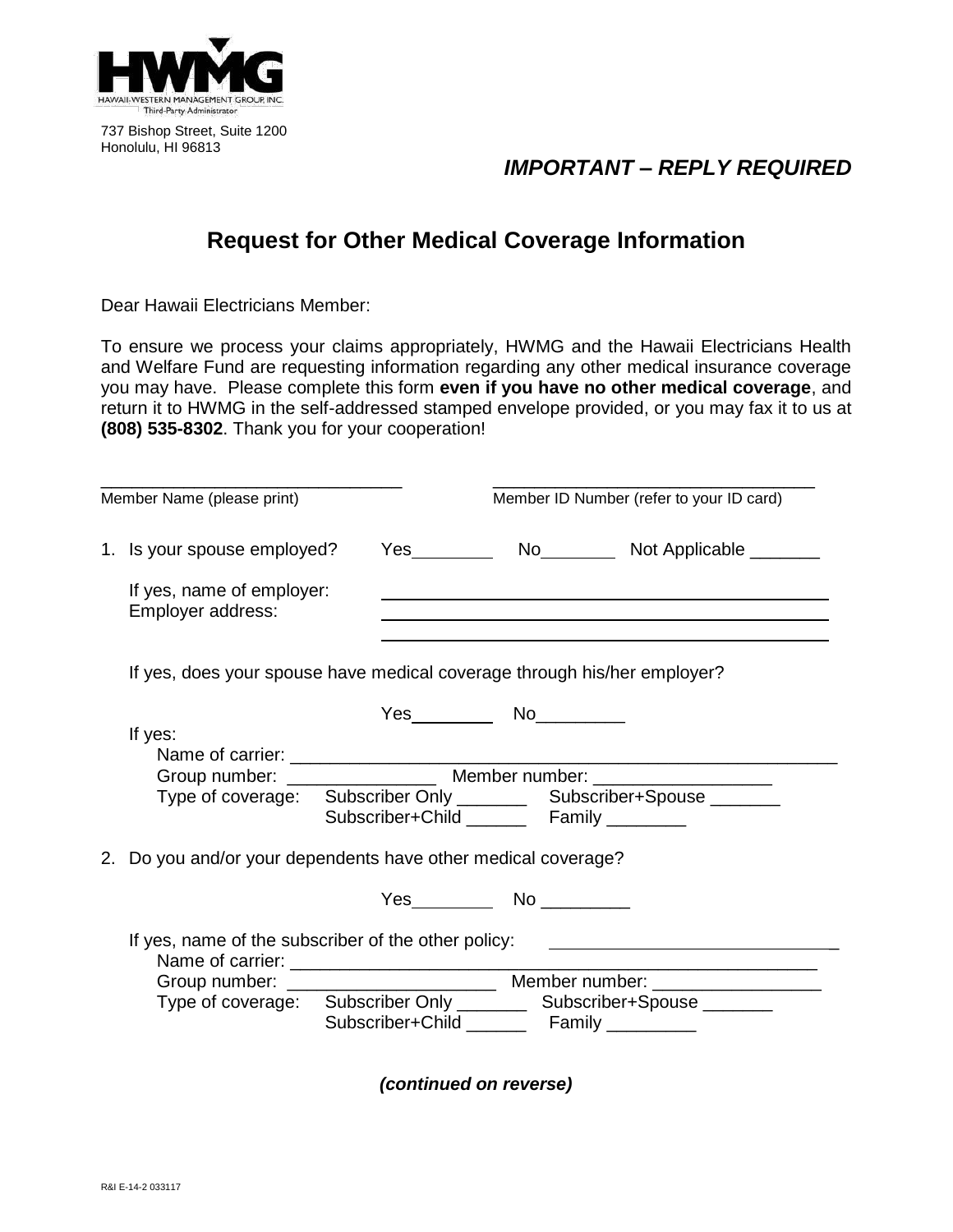HWMG
HAWAII-WESTERN MANAGEMENT GROUP, INC.
Third-Party Administrator

737 Bishop Street, Suite 1200
Honolulu, HI 96813

***IMPORTANT – REPLY REQUIRED***

# Request for Other Medical Coverage Information

Dear Hawaii Electricians Member:

To ensure we process your claims appropriately, HWMG and the Hawaii Electricians Health and Welfare Fund are requesting information regarding any other medical insurance coverage you may have. Please complete this form **even if you have no other medical coverage**, and return it to HWMG in the self-addressed stamped envelope provided, or you may fax it to us at **(808) 535-8302**. Thank you for your cooperation!

______________________________ Member Name (please print)

______________________________ Member ID Number (refer to your ID card)

1. Is your spouse employed? Yes________ No________ Not Applicable _______

   If yes, name of employer: ______________________________

   Employer address: ______________________________

   ______________________________

   If yes, does your spouse have medical coverage through his/her employer?

   Yes________ No_________

   If yes:

   Name of carrier: ______________________________

   Group number: _______________ Member number: _________________

   Type of coverage: Subscriber Only _______ Subscriber+Spouse _______

   Subscriber+Child ______ Family ________

2. Do you and/or your dependents have other medical coverage?

   Yes________ No _________

   If yes, name of the subscriber of the other policy: ______________________________

   Name of carrier: ______________________________

   Group number: _____________________ Member number: _________________

   Type of coverage: Subscriber Only _______ Subscriber+Spouse _______

   Subscriber+Child ______ Family _________

***(continued on reverse)***

R&I E-14-2 033117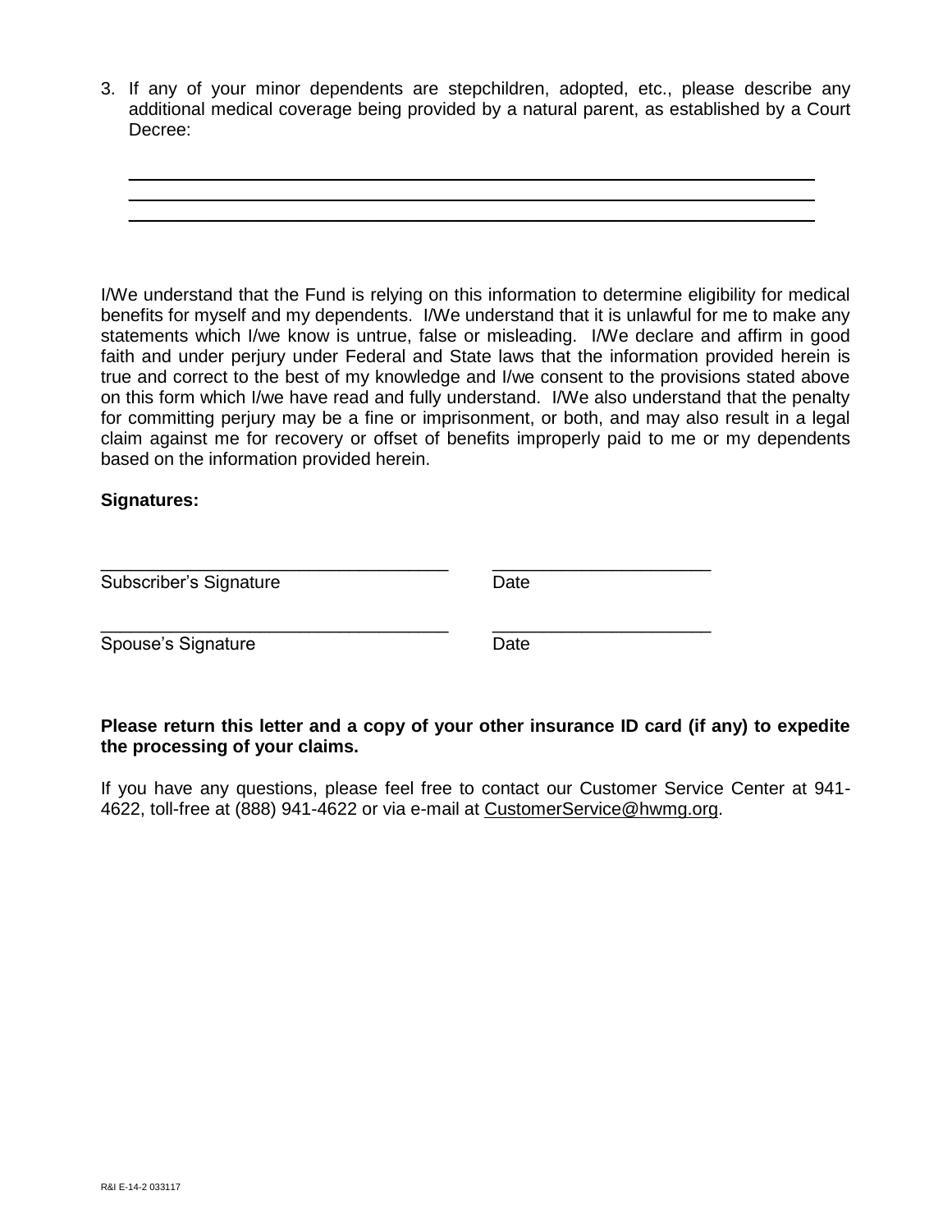3. If any of your minor dependents are stepchildren, adopted, etc., please describe any additional medical coverage being provided by a natural parent, as established by a Court Decree:

___________________________________________________________________________
___________________________________________________________________________
___________________________________________________________________________

I/We understand that the Fund is relying on this information to determine eligibility for medical benefits for myself and my dependents. I/We understand that it is unlawful for me to make any statements which I/we know is untrue, false or misleading. I/We declare and affirm in good faith and under perjury under Federal and State laws that the information provided herein is true and correct to the best of my knowledge and I/we consent to the provisions stated above on this form which I/we have read and fully understand. I/We also understand that the penalty for committing perjury may be a fine or imprisonment, or both, and may also result in a legal claim against me for recovery or offset of benefits improperly paid to me or my dependents based on the information provided herein.

**Signatures:**

_____________________________________ ________________________
Subscriber's Signature Date

_____________________________________ ________________________
Spouse's Signature Date

**Please return this letter and a copy of your other insurance ID card (if any) to expedite the processing of your claims.**

If you have any questions, please feel free to contact our Customer Service Center at 941-4622, toll-free at (888) 941-4622 or via e-mail at CustomerService@hwmg.org.

R&I E-14-2 033117